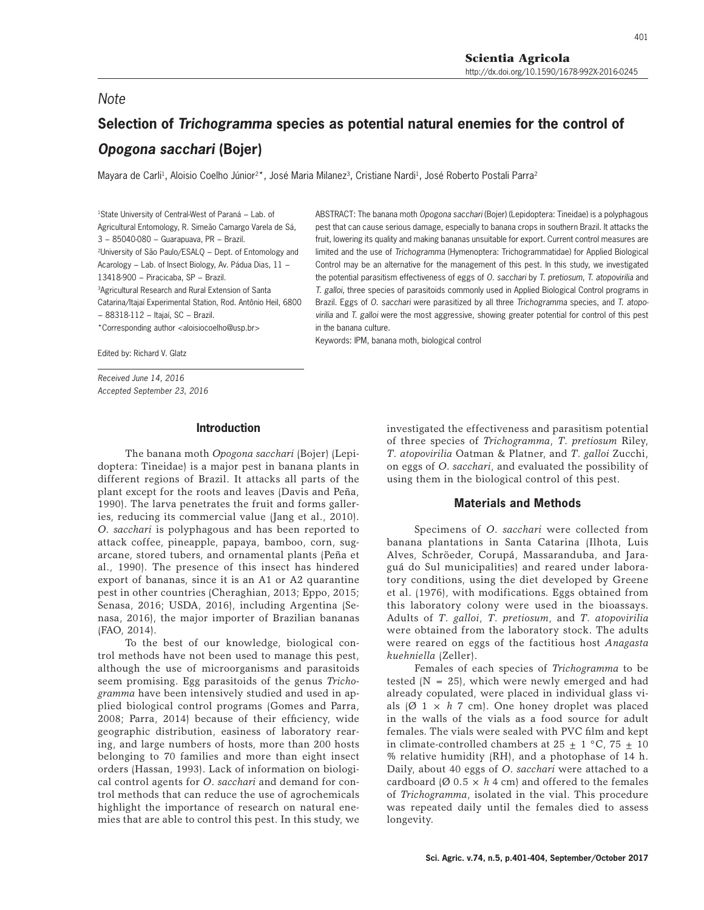*Note*

# Selection of *Trichogramma* species as potential natural enemies for the control of *Opogona sacchari* (Bojer)

Mayara de Carli[1], Aloisio Coelho Júnior[2]*, José Maria Milanez[3], Cristiane Nardi[1], José Roberto Postali Parra[2]

[1]State University of Central-West of Paraná – Lab. of Agricultural Entomology, R. Simeão Camargo Varela de Sá, 3 – 85040-080 – Guarapuava, PR – Brazil.
[2]University of São Paulo/ESALQ – Dept. of Entomology and Acarology – Lab. of Insect Biology, Av. Pádua Dias, 11 – 13418-900 – Piracicaba, SP – Brazil.
[3]Agricultural Research and Rural Extension of Santa Catarina/Itajaí Experimental Station, Rod. Antônio Heil, 6800 – 88318-112 – Itajaí, SC – Brazil.
*Corresponding author <aloisiocoelho@usp.br>

Edited by: Richard V. Glatz

*Received June 14, 2016*
*Accepted September 23, 2016*

ABSTRACT: The banana moth *Opogona sacchari* (Bojer) (Lepidoptera: Tineidae) is a polyphagous pest that can cause serious damage, especially to banana crops in southern Brazil. It attacks the fruit, lowering its quality and making bananas unsuitable for export. Current control measures are limited and the use of *Trichogramma* (Hymenoptera: Trichogrammatidae) for Applied Biological Control may be an alternative for the management of this pest. In this study, we investigated the potential parasitism effectiveness of eggs of *O. sacchari* by *T. pretiosum*, *T. atopovirilia* and *T. galloi*, three species of parasitoids commonly used in Applied Biological Control programs in Brazil. Eggs of *O. sacchari* were parasitized by all three *Trichogramma* species, and *T. atopovirilia* and *T. galloi* were the most aggressive, showing greater potential for control of this pest in the banana culture.

Keywords: IPM, banana moth, biological control

## Introduction

The banana moth *Opogona sacchari* (Bojer) (Lepidoptera: Tineidae) is a major pest in banana plants in different regions of Brazil. It attacks all parts of the plant except for the roots and leaves (Davis and Peña, 1990). The larva penetrates the fruit and forms galleries, reducing its commercial value (Jang et al., 2010). *O. sacchari* is polyphagous and has been reported to attack coffee, pineapple, papaya, bamboo, corn, sugarcane, stored tubers, and ornamental plants (Peña et al., 1990). The presence of this insect has hindered export of bananas, since it is an A1 or A2 quarantine pest in other countries (Cheraghian, 2013; Eppo, 2015; Senasa, 2016; USDA, 2016), including Argentina (Senasa, 2016), the major importer of Brazilian bananas (FAO, 2014).

To the best of our knowledge, biological control methods have not been used to manage this pest, although the use of microorganisms and parasitoids seem promising. Egg parasitoids of the genus *Trichogramma* have been intensively studied and used in applied biological control programs (Gomes and Parra, 2008; Parra, 2014) because of their efficiency, wide geographic distribution, easiness of laboratory rearing, and large numbers of hosts, more than 200 hosts belonging to 70 families and more than eight insect orders (Hassan, 1993). Lack of information on biological control agents for *O. sacchari* and demand for control methods that can reduce the use of agrochemicals highlight the importance of research on natural enemies that are able to control this pest. In this study, we investigated the effectiveness and parasitism potential of three species of *Trichogramma*, *T. pretiosum* Riley, *T. atopovirilia* Oatman & Platner, and *T. galloi* Zucchi, on eggs of *O. sacchari*, and evaluated the possibility of using them in the biological control of this pest.

## Materials and Methods

Specimens of *O. sacchari* were collected from banana plantations in Santa Catarina (Ilhota, Luis Alves, Schröeder, Corupá, Massaranduba, and Jaraguá do Sul municipalities) and reared under laboratory conditions, using the diet developed by Greene et al. (1976), with modifications. Eggs obtained from this laboratory colony were used in the bioassays. Adults of *T. galloi*, *T. pretiosum*, and *T. atopovirilia* were obtained from the laboratory stock. The adults were reared on eggs of the factitious host *Anagasta kuehniella* (Zeller).

Females of each species of *Trichogramma* to be tested (N = 25), which were newly emerged and had already copulated, were placed in individual glass vials (Ø 1 × *h* 7 cm). One honey droplet was placed in the walls of the vials as a food source for adult females. The vials were sealed with PVC film and kept in climate-controlled chambers at 25 ± 1 °C, 75 ± 10 % relative humidity (RH), and a photophase of 14 h. Daily, about 40 eggs of *O. sacchari* were attached to a cardboard (Ø 0.5 × *h* 4 cm) and offered to the females of *Trichogramma*, isolated in the vial. This procedure was repeated daily until the females died to assess longevity.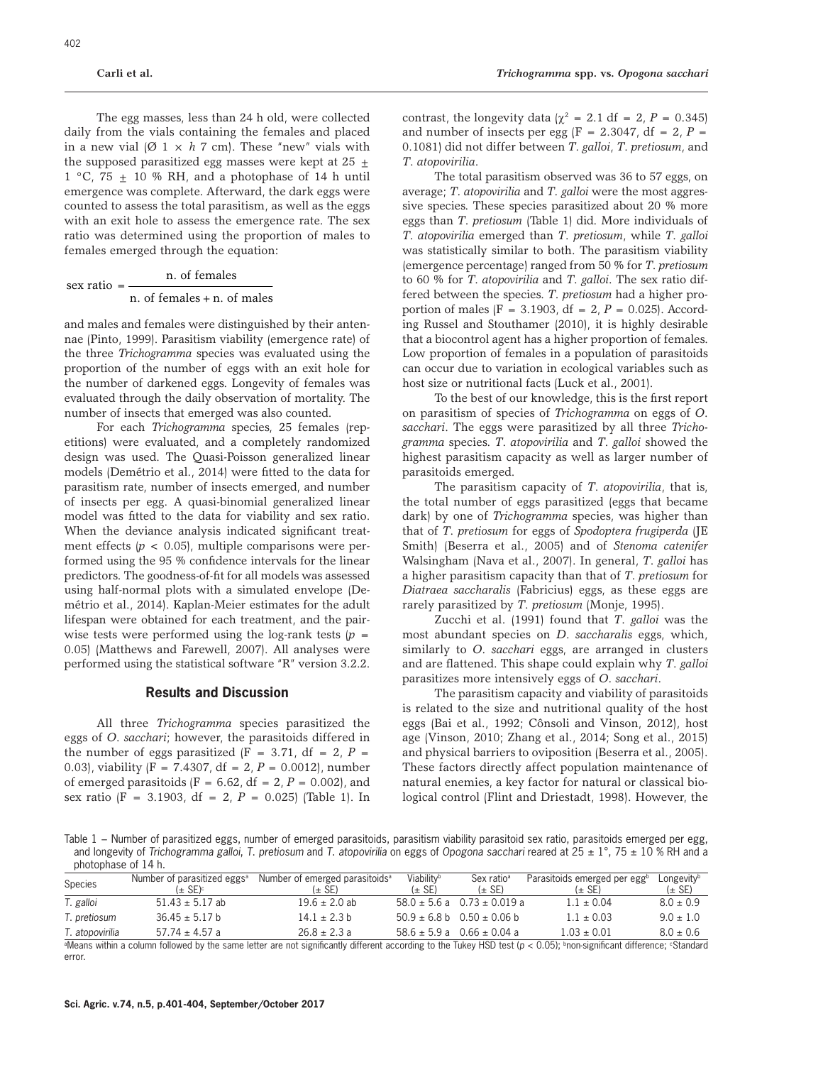The egg masses, less than 24 h old, were collected daily from the vials containing the females and placed in a new vial (Ø 1 × *h* 7 cm). These "new" vials with the supposed parasitized egg masses were kept at 25 ± 1 °C, 75 ± 10 % RH, and a photophase of 14 h until emergence was complete. Afterward, the dark eggs were counted to assess the total parasitism, as well as the eggs with an exit hole to assess the emergence rate. The sex ratio was determined using the proportion of males to females emerged through the equation:

$$\text{sex ratio} = \frac{\text{n. of females}}{\text{n. of females} + \text{n. of males}}$$

and males and females were distinguished by their antennae (Pinto, 1999). Parasitism viability (emergence rate) of the three *Trichogramma* species was evaluated using the proportion of the number of eggs with an exit hole for the number of darkened eggs. Longevity of females was evaluated through the daily observation of mortality. The number of insects that emerged was also counted.

For each *Trichogramma* species, 25 females (repetitions) were evaluated, and a completely randomized design was used. The Quasi-Poisson generalized linear models (Demétrio et al., 2014) were fitted to the data for parasitism rate, number of insects emerged, and number of insects per egg. A quasi-binomial generalized linear model was fitted to the data for viability and sex ratio. When the deviance analysis indicated significant treatment effects ($p < 0.05$), multiple comparisons were performed using the 95 % confidence intervals for the linear predictors. The goodness-of-fit for all models was assessed using half-normal plots with a simulated envelope (Demétrio et al., 2014). Kaplan-Meier estimates for the adult lifespan were obtained for each treatment, and the pairwise tests were performed using the log-rank tests ($p = 0.05$) (Matthews and Farewell, 2007). All analyses were performed using the statistical software "R" version 3.2.2.

## Results and Discussion

All three *Trichogramma* species parasitized the eggs of *O. sacchari*; however, the parasitoids differed in the number of eggs parasitized ($F = 3.71$, df = 2, $P = 0.03$), viability ($F = 7.4307$, df = 2, $P = 0.0012$), number of emerged parasitoids ($F = 6.62$, df = 2, $P = 0.002$), and sex ratio ($F = 3.1903$, df = 2, $P = 0.025$) (Table 1). In contrast, the longevity data ($\chi^2 = 2.1$ df = 2, $P = 0.345$) and number of insects per egg ($F = 2.3047$, df = 2, $P = 0.1081$) did not differ between *T. galloi*, *T. pretiosum*, and *T. atopovirilia*.

The total parasitism observed was 36 to 57 eggs, on average; *T. atopovirilia* and *T. galloi* were the most aggressive species. These species parasitized about 20 % more eggs than *T. pretiosum* (Table 1) did. More individuals of *T. atopovirilia* emerged than *T. pretiosum*, while *T. galloi* was statistically similar to both. The parasitism viability (emergence percentage) ranged from 50 % for *T. pretiosum* to 60 % for *T. atopovirilia* and *T. galloi*. The sex ratio differed between the species. *T. pretiosum* had a higher proportion of males ($F = 3.1903$, df = 2, $P = 0.025$). According Russel and Stouthamer (2010), it is highly desirable that a biocontrol agent has a higher proportion of females. Low proportion of females in a population of parasitoids can occur due to variation in ecological variables such as host size or nutritional facts (Luck et al., 2001).

To the best of our knowledge, this is the first report on parasitism of species of *Trichogramma* on eggs of *O. sacchari*. The eggs were parasitized by all three *Trichogramma* species. *T. atopovirilia* and *T. galloi* showed the highest parasitism capacity as well as larger number of parasitoids emerged.

The parasitism capacity of *T. atopovirilia*, that is, the total number of eggs parasitized (eggs that became dark) by one of *Trichogramma* species, was higher than that of *T. pretiosum* for eggs of *Spodoptera frugiperda* (JE Smith) (Beserra et al., 2005) and of *Stenoma catenifer* Walsingham (Nava et al., 2007). In general, *T. galloi* has a higher parasitism capacity than that of *T. pretiosum* for *Diatraea saccharalis* (Fabricius) eggs, as these eggs are rarely parasitized by *T. pretiosum* (Monje, 1995).

Zucchi et al. (1991) found that *T. galloi* was the most abundant species on *D. saccharalis* eggs, which, similarly to *O. sacchari* eggs, are arranged in clusters and are flattened. This shape could explain why *T. galloi* parasitizes more intensively eggs of *O. sacchari*.

The parasitism capacity and viability of parasitoids is related to the size and nutritional quality of the host eggs (Bai et al., 1992; Cônsoli and Vinson, 2012), host age (Vinson, 2010; Zhang et al., 2014; Song et al., 2015) and physical barriers to oviposition (Beserra et al., 2005). These factors directly affect population maintenance of natural enemies, a key factor for natural or classical biological control (Flint and Driestadt, 1998). However, the

Table 1 – Number of parasitized eggs, number of emerged parasitoids, parasitism viability parasitoid sex ratio, parasitoids emerged per egg, and longevity of *Trichogramma galloi*, *T. pretiosum* and *T. atopovirilia* on eggs of *Opogona sacchari* reared at 25 ± 1°, 75 ± 10 % RH and a photophase of 14 h.

| Species | Number of parasitized eggs[a] (± SE)[c] | Number of emerged parasitoids[a] (± SE) | Viability[b] (± SE) | Sex ratio[a] (± SE) | Parasitoids emerged per egg[b] (± SE) | Longevity[b] (± SE) |
|---|---|---|---|---|---|---|
| *T. galloi* | 51.43 ± 5.17 ab | 19.6 ± 2.0 ab | 58.0 ± 5.6 a | 0.73 ± 0.019 a | 1.1 ± 0.04 | 8.0 ± 0.9 |
| *T. pretiosum* | 36.45 ± 5.17 b | 14.1 ± 2.3 b | 50.9 ± 6.8 b | 0.50 ± 0.06 b | 1.1 ± 0.03 | 9.0 ± 1.0 |
| *T. atopovirilia* | 57.74 ± 4.57 a | 26.8 ± 2.3 a | 58.6 ± 5.9 a | 0.66 ± 0.04 a | 1.03 ± 0.01 | 8.0 ± 0.6 |

[a]Means within a column followed by the same letter are not significantly different according to the Tukey HSD test ($p < 0.05$); [b]non-significant difference; [c]Standard error.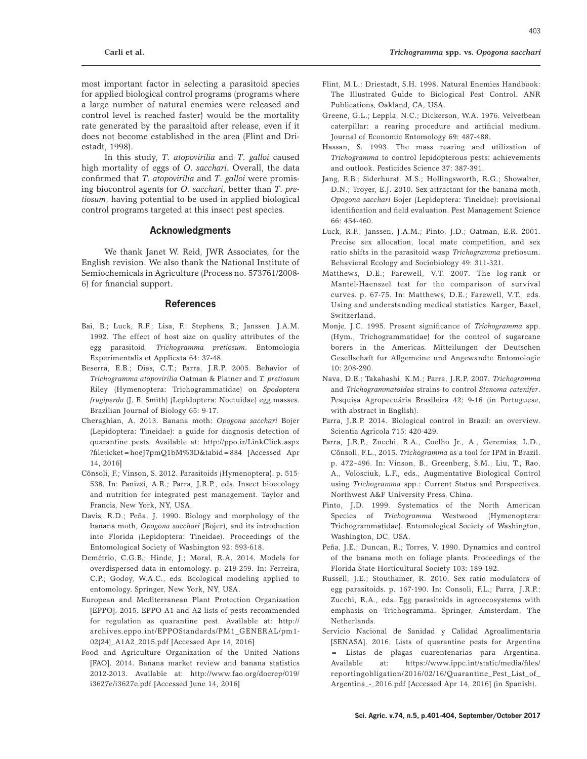most important factor in selecting a parasitoid species for applied biological control programs (programs where a large number of natural enemies were released and control level is reached faster) would be the mortality rate generated by the parasitoid after release, even if it does not become established in the area (Flint and Driestadt, 1998).

In this study, *T. atopovirilia* and *T. galloi* caused high mortality of eggs of *O. sacchari*. Overall, the data confirmed that *T. atopovirilia* and *T. galloi* were promising biocontrol agents for *O. sacchari*, better than *T. pretiosum*, having potential to be used in applied biological control programs targeted at this insect pest species.

## Acknowledgments

We thank Janet W. Reid, JWR Associates, for the English revision. We also thank the National Institute of Semiochemicals in Agriculture (Process no. 573761/2008-6) for financial support.

## References

Bai, B.; Luck, R.F.; Lisa, F.; Stephens, B.; Janssen, J.A.M. 1992. The effect of host size on quality attributes of the egg parasitoid, *Trichogramma pretiosum*. Entomologia Experimentalis et Applicata 64: 37-48.

Beserra, E.B.; Dias, C.T.; Parra, J.R.P. 2005. Behavior of *Trichogramma atopovirilia* Oatman & Platner and *T. pretiosum* Riley (Hymenoptera: Trichogrammatidae) on *Spodoptera frugiperda* (J. E. Smith) (Lepidoptera: Noctuidae) egg masses. Brazilian Journal of Biology 65: 9-17.

Cheraghian, A. 2013. Banana moth: *Opogona sacchari* Bojer (Lepidoptera: Tineidae): a guide for diagnosis detection of quarantine pests. Available at: http://ppo.ir/LinkClick.aspx?fileticket=hoeJ7pmQ1bM%3D&tabid=884 [Accessed Apr 14, 2016]

Cônsoli, F.; Vinson, S. 2012. Parasitoids (Hymenoptera). p. 515-538. In: Panizzi, A.R.; Parra, J.R.P., eds. Insect bioecology and nutrition for integrated pest management. Taylor and Francis, New York, NY, USA.

Davis, R.D.; Peña, J. 1990. Biology and morphology of the banana moth, *Opogona sacchari* (Bojer), and its introduction into Florida (Lepidoptera: Tineidae). Proceedings of the Entomological Society of Washington 92: 593-618.

Demétrio, C.G.B.; Hinde, J.; Moral, R.A. 2014. Models for overdispersed data in entomology. p. 219-259. In: Ferreira, C.P.; Godoy, W.A.C., eds. Ecological modeling applied to entomology. Springer, New York, NY, USA.

European and Mediterranean Plant Protection Organization [EPPO]. 2015. EPPO A1 and A2 lists of pests recommended for regulation as quarantine pest. Available at: http://archives.eppo.int/EPPOStandards/PM1_GENERAL/pm1-02(24)_A1A2_2015.pdf [Accessed Apr 14, 2016]

Food and Agriculture Organization of the United Nations [FAO]. 2014. Banana market review and banana statistics 2012-2013. Available at: http://www.fao.org/docrep/019/i3627e/i3627e.pdf [Accessed June 14, 2016]

Flint, M.L.; Driestadt, S.H. 1998. Natural Enemies Handbook: The Illustrated Guide to Biological Pest Control. ANR Publications, Oakland, CA, USA.

Greene, G.L.; Leppla, N.C.; Dickerson, W.A. 1976. Velvetbean caterpillar: a rearing procedure and artificial medium. Journal of Economic Entomology 69: 487-488.

Hassan, S. 1993. The mass rearing and utilization of *Trichogramma* to control lepidopterous pests: achievements and outlook. Pesticides Science 37: 387-391.

Jang, E.B.; Siderhurst, M.S.; Hollingsworth, R.G.; Showalter, D.N.; Troyer, E.J. 2010. Sex attractant for the banana moth, *Opogona sacchari* Bojer (Lepidoptera: Tineidae): provisional identification and field evaluation. Pest Management Science 66: 454-460.

Luck, R.F.; Janssen, J.A.M.; Pinto, J.D.; Oatman, E.R. 2001. Precise sex allocation, local mate competition, and sex ratio shifts in the parasitoid wasp *Trichogramma* pretiosum. Behavioral Ecology and Sociobiology 49: 311-321.

Matthews, D.E.; Farewell, V.T. 2007. The log-rank or Mantel-Haenszel test for the comparison of survival curves. p. 67-75. In: Matthews, D.E.; Farewell, V.T., eds. Using and understanding medical statistics. Karger, Basel, Switzerland.

Monje, J.C. 1995. Present significance of *Trichogramma* spp. (Hym., Trichogrammatidae) for the control of sugarcane borers in the Americas. Mitteilungen der Deutschen Gesellschaft fur Allgemeine und Angewandte Entomologie 10: 208-290.

Nava, D.E.; Takahashi, K.M.; Parra, J.R.P. 2007. *Trichogramma* and *Trichogrammatoidea* strains to control *Stenoma catenifer*. Pesquisa Agropecuária Brasileira 42: 9-16 (in Portuguese, with abstract in English).

Parra, J.R.P. 2014. Biological control in Brazil: an overview. Scientia Agricola 715: 420-429.

Parra, J.R.P., Zucchi, R.A., Coelho Jr., A., Geremias, L.D., Cônsoli, F.L., 2015. *Trichogramma* as a tool for IPM in Brazil. p. 472–496. In: Vinson, B., Greenberg, S.M., Liu, T., Rao, A., Volosciuk, L.F., eds., Augmentative Biological Control using *Trichogramma* spp.: Current Status and Perspectives. Northwest A&F University Press, China.

Pinto, J.D. 1999. Systematics of the North American Species of *Trichogramma* Westwood (Hymenoptera: Trichogrammatidae). Entomological Society of Washington, Washington, DC, USA.

Peña, J.E.; Duncan, R.; Torres, V. 1990. Dynamics and control of the banana moth on foliage plants. Proceedings of the Florida State Horticultural Society 103: 189-192.

Russell, J.E.; Stouthamer, R. 2010. Sex ratio modulators of egg parasitoids. p. 167-190. In: Consoli, F.L.; Parra, J.R.P.; Zucchi, R.A., eds. Egg parasitoids in agroecosystems with emphasis on Trichogramma. Springer, Amsterdam, The Netherlands.

Servicio Nacional de Sanidad y Calidad Agroalimentaria [SENASA]. 2016. Lists of quarantine pests for Argentina = Listas de plagas cuarentenarias para Argentina. Available at: https://www.ippc.int/static/media/files/reportingobligation/2016/02/16/Quarantine_Pest_List_of_Argentina_-_2016.pdf [Accessed Apr 14, 2016] (in Spanish).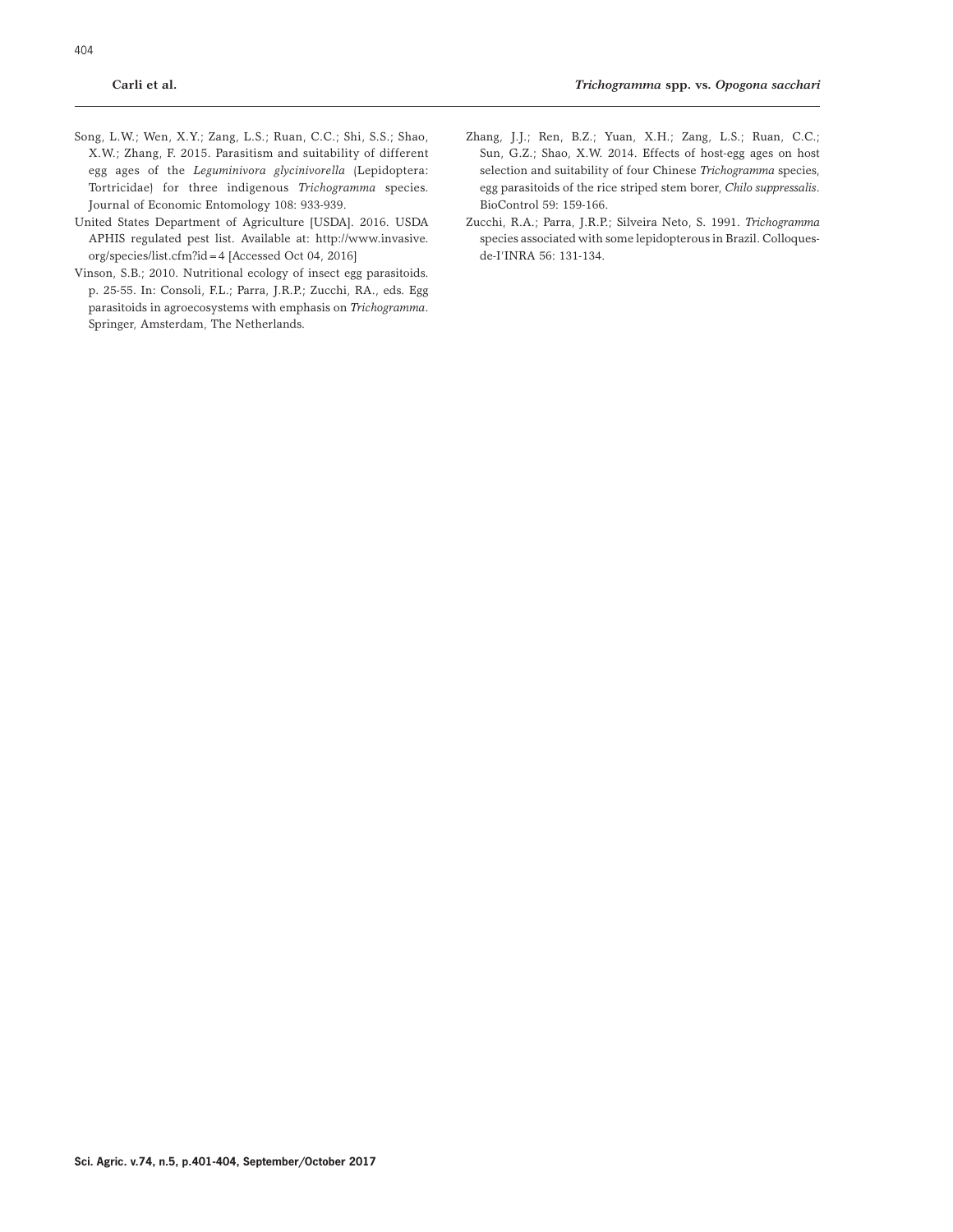Song, L.W.; Wen, X.Y.; Zang, L.S.; Ruan, C.C.; Shi, S.S.; Shao, X.W.; Zhang, F. 2015. Parasitism and suitability of different egg ages of the *Leguminivora glycinivorella* (Lepidoptera: Tortricidae) for three indigenous *Trichogramma* species. Journal of Economic Entomology 108: 933-939.

United States Department of Agriculture [USDA]. 2016. USDA APHIS regulated pest list. Available at: http://www.invasive.org/species/list.cfm?id=4 [Accessed Oct 04, 2016]

Vinson, S.B.; 2010. Nutritional ecology of insect egg parasitoids. p. 25-55. In: Consoli, F.L.; Parra, J.R.P.; Zucchi, RA., eds. Egg parasitoids in agroecosystems with emphasis on *Trichogramma*. Springer, Amsterdam, The Netherlands.

Zhang, J.J.; Ren, B.Z.; Yuan, X.H.; Zang, L.S.; Ruan, C.C.; Sun, G.Z.; Shao, X.W. 2014. Effects of host-egg ages on host selection and suitability of four Chinese *Trichogramma* species, egg parasitoids of the rice striped stem borer, *Chilo suppressalis*. BioControl 59: 159-166.

Zucchi, R.A.; Parra, J.R.P.; Silveira Neto, S. 1991. *Trichogramma* species associated with some lepidopterous in Brazil. Colloques-de-I'INRA 56: 131-134.